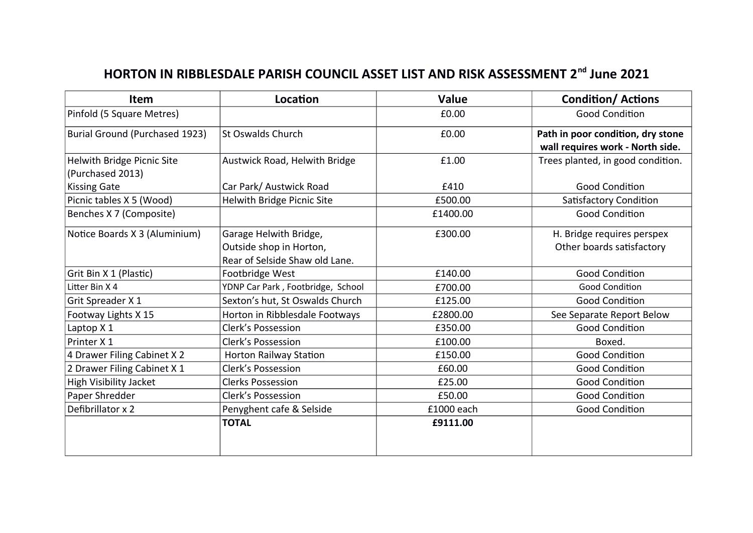# HORTON IN RIBBLESDALE PARISH COUNCIL ASSET LIST AND RISK ASSESSMENT 2nd June 2021

| Item | Location | Value | Condition/ Actions |
|---|---|---|---|
| Pinfold (5 Square Metres) | | £0.00 | Good Condition |
| Burial Ground (Purchased 1923) | St Oswalds Church | £0.00 | **Path in poor condition, dry stone wall requires work - North side.** |
| Helwith Bridge Picnic Site (Purchased 2013)<br>Kissing Gate | Austwick Road, Helwith Bridge<br><br>Car Park/ Austwick Road | £1.00<br><br>£410 | Trees planted, in good condition.<br><br>Good Condition |
| Picnic tables X 5 (Wood) | Helwith Bridge Picnic Site | £500.00 | Satisfactory Condition |
| Benches X 7 (Composite) | | £1400.00 | Good Condition |
| Notice Boards X 3 (Aluminium) | Garage Helwith Bridge,<br>Outside shop in Horton,<br>Rear of Selside Shaw old Lane. | £300.00 | H. Bridge requires perspex<br>Other boards satisfactory |
| Grit Bin X 1 (Plastic) | Footbridge West | £140.00 | Good Condition |
| Litter Bin X 4 | YDNP Car Park , Footbridge, School | £700.00 | Good Condition |
| Grit Spreader X 1 | Sexton's hut, St Oswalds Church | £125.00 | Good Condition |
| Footway Lights X 15 | Horton in Ribblesdale Footways | £2800.00 | See Separate Report Below |
| Laptop X 1 | Clerk's Possession | £350.00 | Good Condition |
| Printer X 1 | Clerk's Possession | £100.00 | Boxed. |
| 4 Drawer Filing Cabinet X 2 | Horton Railway Station | £150.00 | Good Condition |
| 2 Drawer Filing Cabinet X 1 | Clerk's Possession | £60.00 | Good Condition |
| High Visibility Jacket | Clerks Possession | £25.00 | Good Condition |
| Paper Shredder | Clerk's Possession | £50.00 | Good Condition |
| Defibrillator x 2 | Penyghent cafe & Selside | £1000 each | Good Condition |
| | **TOTAL** | **£9111.00** | |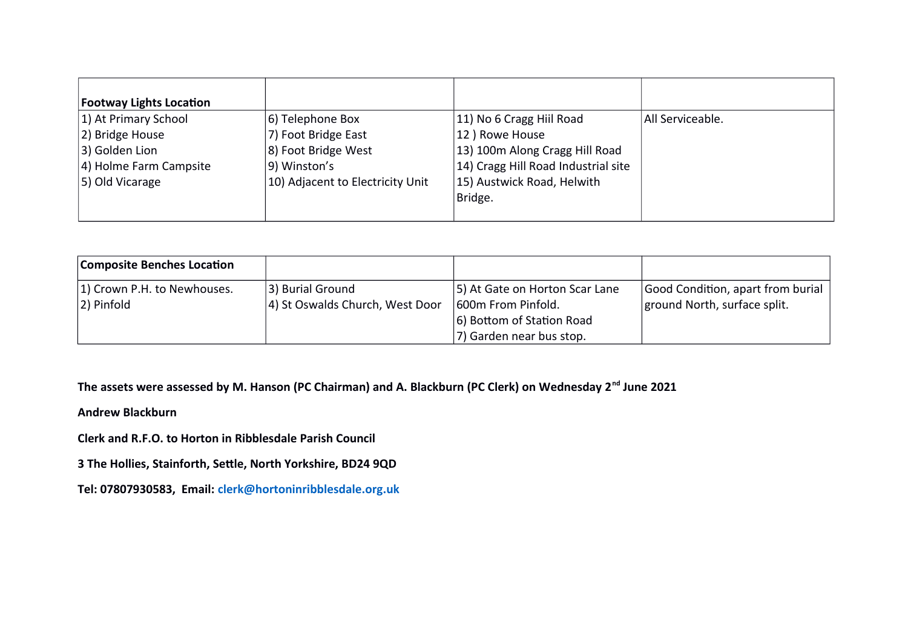| Footway Lights Location | | | |
|---|---|---|---|
| 1) At Primary School<br>2) Bridge House<br>3) Golden Lion<br>4) Holme Farm Campsite<br>5) Old Vicarage | 6) Telephone Box<br>7) Foot Bridge East<br>8) Foot Bridge West<br>9) Winston's<br>10) Adjacent to Electricity Unit | 11) No 6 Cragg Hiil Road<br>12 ) Rowe House<br>13) 100m Along Cragg Hill Road<br>14) Cragg Hill Road Industrial site<br>15) Austwick Road, Helwith Bridge. | All Serviceable. |

| Composite Benches Location | | | |
|---|---|---|---|
| 1) Crown P.H. to Newhouses.<br>2) Pinfold | 3) Burial Ground<br>4) St Oswalds Church, West Door | 5) At Gate on Horton Scar Lane 600m From Pinfold.<br>6) Bottom of Station Road<br>7) Garden near bus stop. | Good Condition, apart from burial ground North, surface split. |

**The assets were assessed by M. Hanson (PC Chairman) and A. Blackburn (PC Clerk) on Wednesday 2nd June 2021**

**Andrew Blackburn**

**Clerk and R.F.O. to Horton in Ribblesdale Parish Council**

**3 The Hollies, Stainforth, Settle, North Yorkshire, BD24 9QD**

**Tel: 07807930583, Email: clerk@hortoninribblesdale.org.uk**